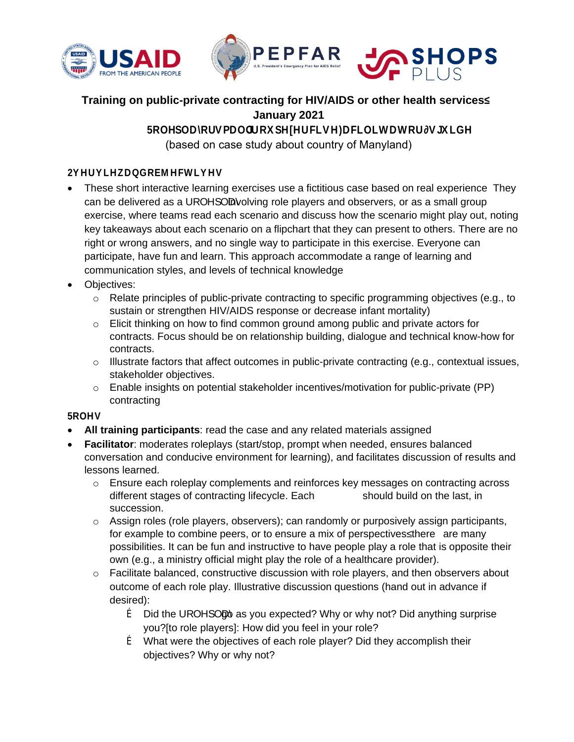**Training on public-private contracting for HIV/AIDS or other health services – January 2021**

**Roleplay or small group exercise Facilitator's guide**

(based on case study about country of Manyland)

**Overview and objectives**

- These short interactive learning exercises use a fictitious case based on real experience They can be delivered as a roleplay involving role players and observers, or as a small group exercise, where teams read each scenario and discuss how the scenario might play out, noting key takeaways about each scenario on a flipchart that they can present to others. There are no right or wrong answers, and no single way to participate in this exercise. Everyone can participate, have fun and learn. This approach accommodate a range of learning and communication styles, and levels of technical knowledge
- Objectives:
  - Relate principles of public-private contracting to specific programming objectives (e.g., to sustain or strengthen HIV/AIDS response or decrease infant mortality)
  - Elicit thinking on how to find common ground among public and private actors for contracts. Focus should be on relationship building, dialogue and technical know-how for contracts.
  - Illustrate factors that affect outcomes in public-private contracting (e.g., contextual issues, stakeholder objectives.
  - Enable insights on potential stakeholder incentives/motivation for public-private (PP) contracting

**Roles**

- **All training participants**: read the case and any related materials assigned
- **Facilitator**: moderates roleplays (start/stop, prompt when needed, ensures balanced conversation and conducive environment for learning), and facilitates discussion of results and lessons learned.
  - Ensure each roleplay complements and reinforces key messages on contracting across different stages of contracting lifecycle. Each should build on the last, in succession.
  - Assign roles (role players, observers); can randomly or purposively assign participants, for example to combine peers, or to ensure a mix of perspectives – there are many possibilities. It can be fun and instructive to have people play a role that is opposite their own (e.g., a ministry official might play the role of a healthcare provider).
  - Facilitate balanced, constructive discussion with role players, and then observers about outcome of each role play. Illustrative discussion questions (hand out in advance if desired):
    - Did the roleplay go as you expected? Why or why not? Did anything surprise you?[to role players]: How did you feel in your role?
    - What were the objectives of each role player? Did they accomplish their objectives? Why or why not?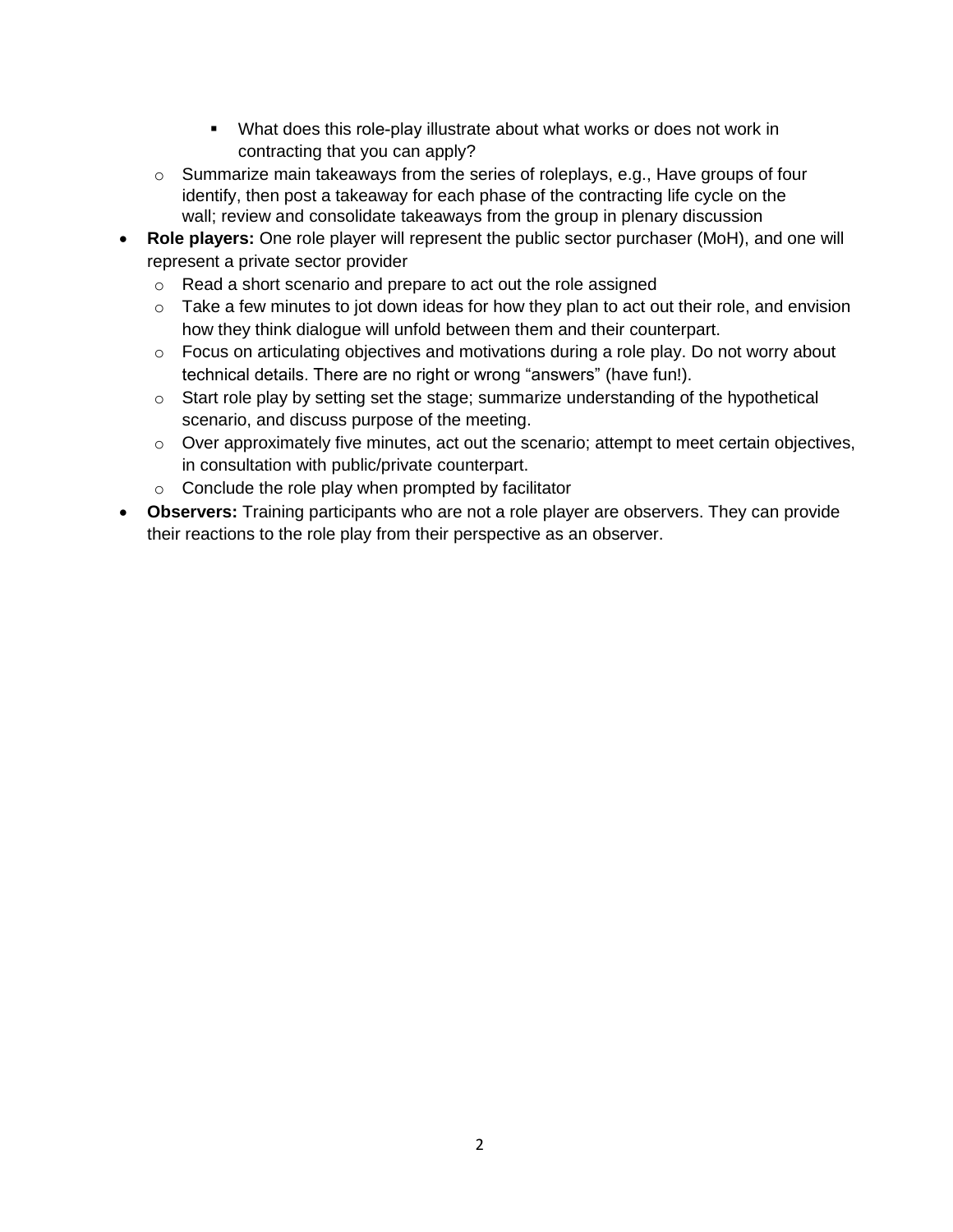- What does this role-play illustrate about what works or does not work in contracting that you can apply?
    - Summarize main takeaways from the series of roleplays, e.g., Have groups of four identify, then post a takeaway for each phase of the contracting life cycle on the wall; review and consolidate takeaways from the group in plenary discussion
- **Role players:** One role player will represent the public sector purchaser (MoH), and one will represent a private sector provider
    - Read a short scenario and prepare to act out the role assigned
    - Take a few minutes to jot down ideas for how they plan to act out their role, and envision how they think dialogue will unfold between them and their counterpart.
    - Focus on articulating objectives and motivations during a role play. Do not worry about technical details. There are no right or wrong "answers" (have fun!).
    - Start role play by setting set the stage; summarize understanding of the hypothetical scenario, and discuss purpose of the meeting.
    - Over approximately five minutes, act out the scenario; attempt to meet certain objectives, in consultation with public/private counterpart.
    - Conclude the role play when prompted by facilitator
- **Observers:** Training participants who are not a role player are observers. They can provide their reactions to the role play from their perspective as an observer.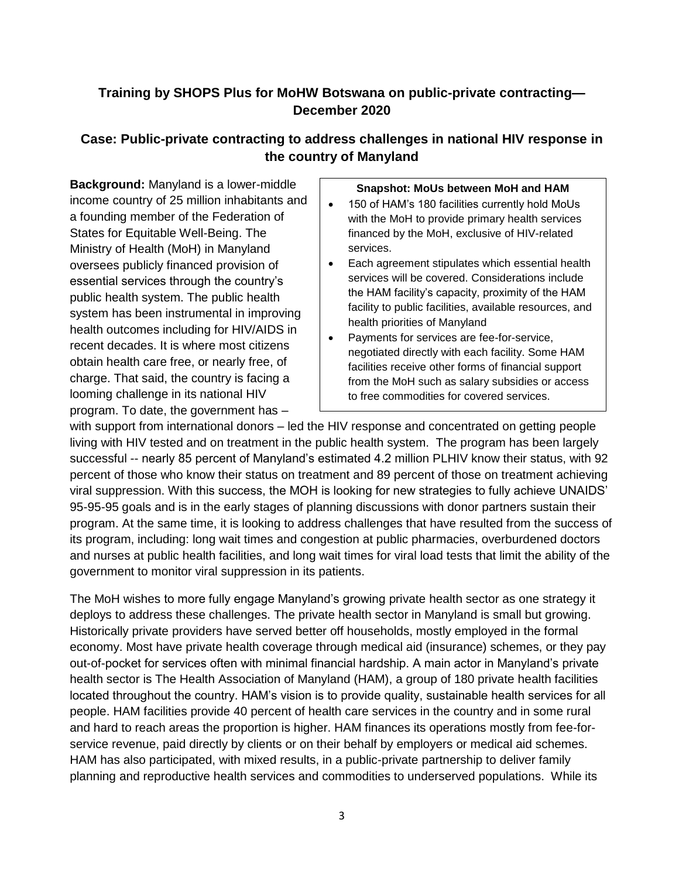## Training by SHOPS Plus for MoHW Botswana on public-private contracting—December 2020

## Case: Public-private contracting to address challenges in national HIV response in the country of Manyland

**Background:** Manyland is a lower-middle income country of 25 million inhabitants and a founding member of the Federation of States for Equitable Well-Being. The Ministry of Health (MoH) in Manyland oversees publicly financed provision of essential services through the country's public health system. The public health system has been instrumental in improving health outcomes including for HIV/AIDS in recent decades. It is where most citizens obtain health care free, or nearly free, of charge. That said, the country is facing a looming challenge in its national HIV program. To date, the government has – with support from international donors – led the HIV response and concentrated on getting people living with HIV tested and on treatment in the public health system. The program has been largely successful -- nearly 85 percent of Manyland's estimated 4.2 million PLHIV know their status, with 92 percent of those who know their status on treatment and 89 percent of those on treatment achieving viral suppression. With this success, the MOH is looking for new strategies to fully achieve UNAIDS' 95-95-95 goals and is in the early stages of planning discussions with donor partners sustain their program. At the same time, it is looking to address challenges that have resulted from the success of its program, including: long wait times and congestion at public pharmacies, overburdened doctors and nurses at public health facilities, and long wait times for viral load tests that limit the ability of the government to monitor viral suppression in its patients.

> **Snapshot: MoUs between MoH and HAM**
>
> - 150 of HAM's 180 facilities currently hold MoUs with the MoH to provide primary health services financed by the MoH, exclusive of HIV-related services.
> - Each agreement stipulates which essential health services will be covered. Considerations include the HAM facility's capacity, proximity of the HAM facility to public facilities, available resources, and health priorities of Manyland
> - Payments for services are fee-for-service, negotiated directly with each facility. Some HAM facilities receive other forms of financial support from the MoH such as salary subsidies or access to free commodities for covered services.

The MoH wishes to more fully engage Manyland's growing private health sector as one strategy it deploys to address these challenges. The private health sector in Manyland is small but growing. Historically private providers have served better off households, mostly employed in the formal economy. Most have private health coverage through medical aid (insurance) schemes, or they pay out-of-pocket for services often with minimal financial hardship. A main actor in Manyland's private health sector is The Health Association of Manyland (HAM), a group of 180 private health facilities located throughout the country. HAM's vision is to provide quality, sustainable health services for all people. HAM facilities provide 40 percent of health care services in the country and in some rural and hard to reach areas the proportion is higher. HAM finances its operations mostly from fee-for-service revenue, paid directly by clients or on their behalf by employers or medical aid schemes. HAM has also participated, with mixed results, in a public-private partnership to deliver family planning and reproductive health services and commodities to underserved populations. While its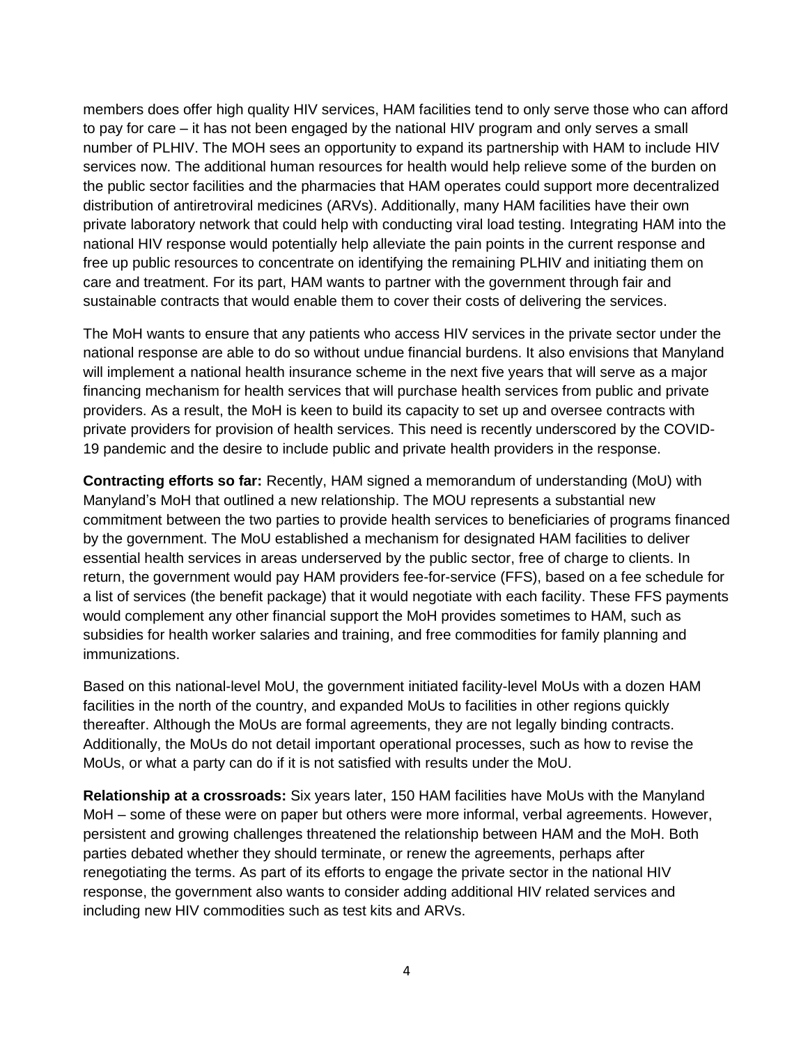members does offer high quality HIV services, HAM facilities tend to only serve those who can afford to pay for care – it has not been engaged by the national HIV program and only serves a small number of PLHIV. The MOH sees an opportunity to expand its partnership with HAM to include HIV services now. The additional human resources for health would help relieve some of the burden on the public sector facilities and the pharmacies that HAM operates could support more decentralized distribution of antiretroviral medicines (ARVs). Additionally, many HAM facilities have their own private laboratory network that could help with conducting viral load testing. Integrating HAM into the national HIV response would potentially help alleviate the pain points in the current response and free up public resources to concentrate on identifying the remaining PLHIV and initiating them on care and treatment. For its part, HAM wants to partner with the government through fair and sustainable contracts that would enable them to cover their costs of delivering the services.

The MoH wants to ensure that any patients who access HIV services in the private sector under the national response are able to do so without undue financial burdens. It also envisions that Manyland will implement a national health insurance scheme in the next five years that will serve as a major financing mechanism for health services that will purchase health services from public and private providers. As a result, the MoH is keen to build its capacity to set up and oversee contracts with private providers for provision of health services. This need is recently underscored by the COVID-19 pandemic and the desire to include public and private health providers in the response.

**Contracting efforts so far:** Recently, HAM signed a memorandum of understanding (MoU) with Manyland's MoH that outlined a new relationship. The MOU represents a substantial new commitment between the two parties to provide health services to beneficiaries of programs financed by the government. The MoU established a mechanism for designated HAM facilities to deliver essential health services in areas underserved by the public sector, free of charge to clients. In return, the government would pay HAM providers fee-for-service (FFS), based on a fee schedule for a list of services (the benefit package) that it would negotiate with each facility. These FFS payments would complement any other financial support the MoH provides sometimes to HAM, such as subsidies for health worker salaries and training, and free commodities for family planning and immunizations.

Based on this national-level MoU, the government initiated facility-level MoUs with a dozen HAM facilities in the north of the country, and expanded MoUs to facilities in other regions quickly thereafter. Although the MoUs are formal agreements, they are not legally binding contracts. Additionally, the MoUs do not detail important operational processes, such as how to revise the MoUs, or what a party can do if it is not satisfied with results under the MoU.

**Relationship at a crossroads:** Six years later, 150 HAM facilities have MoUs with the Manyland MoH – some of these were on paper but others were more informal, verbal agreements. However, persistent and growing challenges threatened the relationship between HAM and the MoH. Both parties debated whether they should terminate, or renew the agreements, perhaps after renegotiating the terms. As part of its efforts to engage the private sector in the national HIV response, the government also wants to consider adding additional HIV related services and including new HIV commodities such as test kits and ARVs.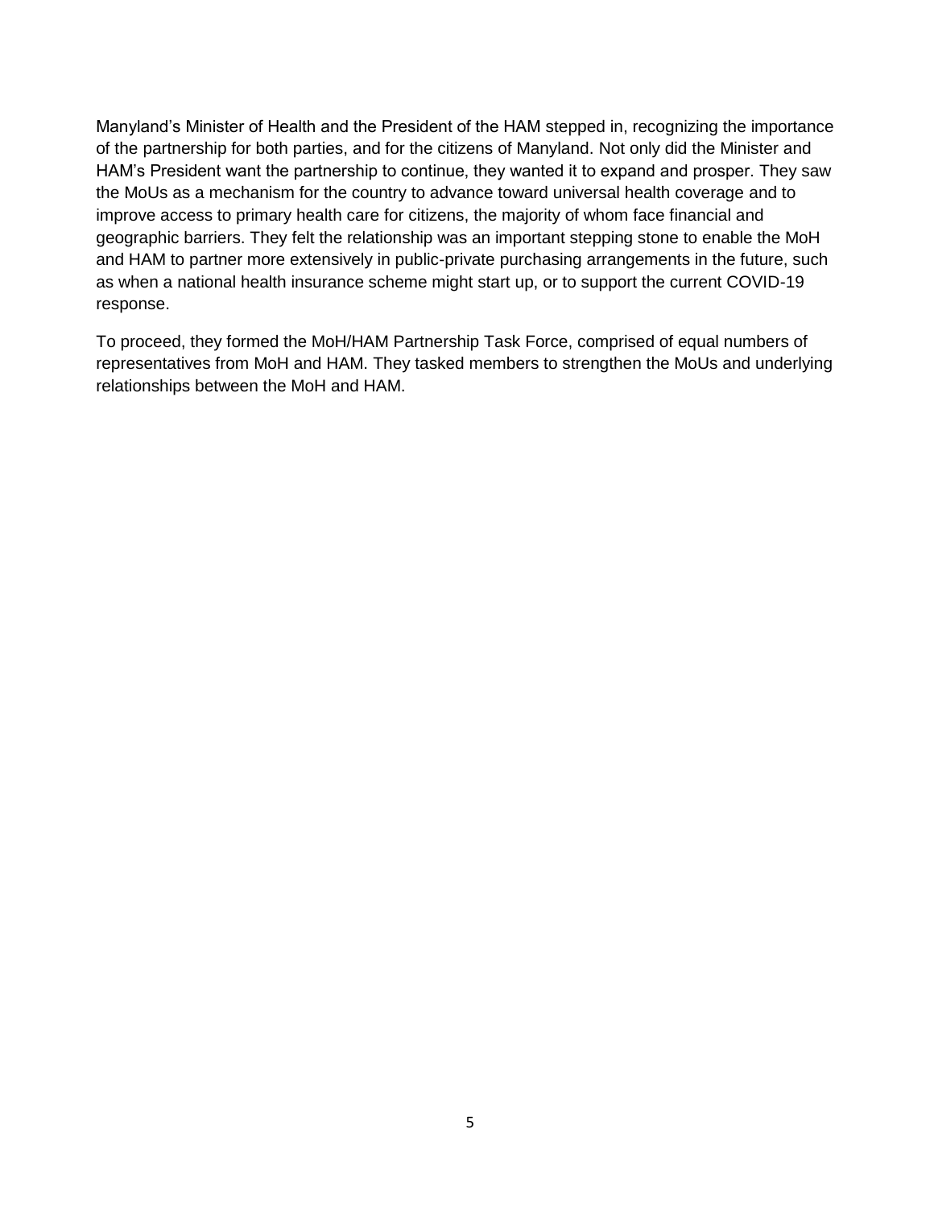Manyland's Minister of Health and the President of the HAM stepped in, recognizing the importance of the partnership for both parties, and for the citizens of Manyland. Not only did the Minister and HAM's President want the partnership to continue, they wanted it to expand and prosper. They saw the MoUs as a mechanism for the country to advance toward universal health coverage and to improve access to primary health care for citizens, the majority of whom face financial and geographic barriers. They felt the relationship was an important stepping stone to enable the MoH and HAM to partner more extensively in public-private purchasing arrangements in the future, such as when a national health insurance scheme might start up, or to support the current COVID-19 response.

To proceed, they formed the MoH/HAM Partnership Task Force, comprised of equal numbers of representatives from MoH and HAM. They tasked members to strengthen the MoUs and underlying relationships between the MoH and HAM.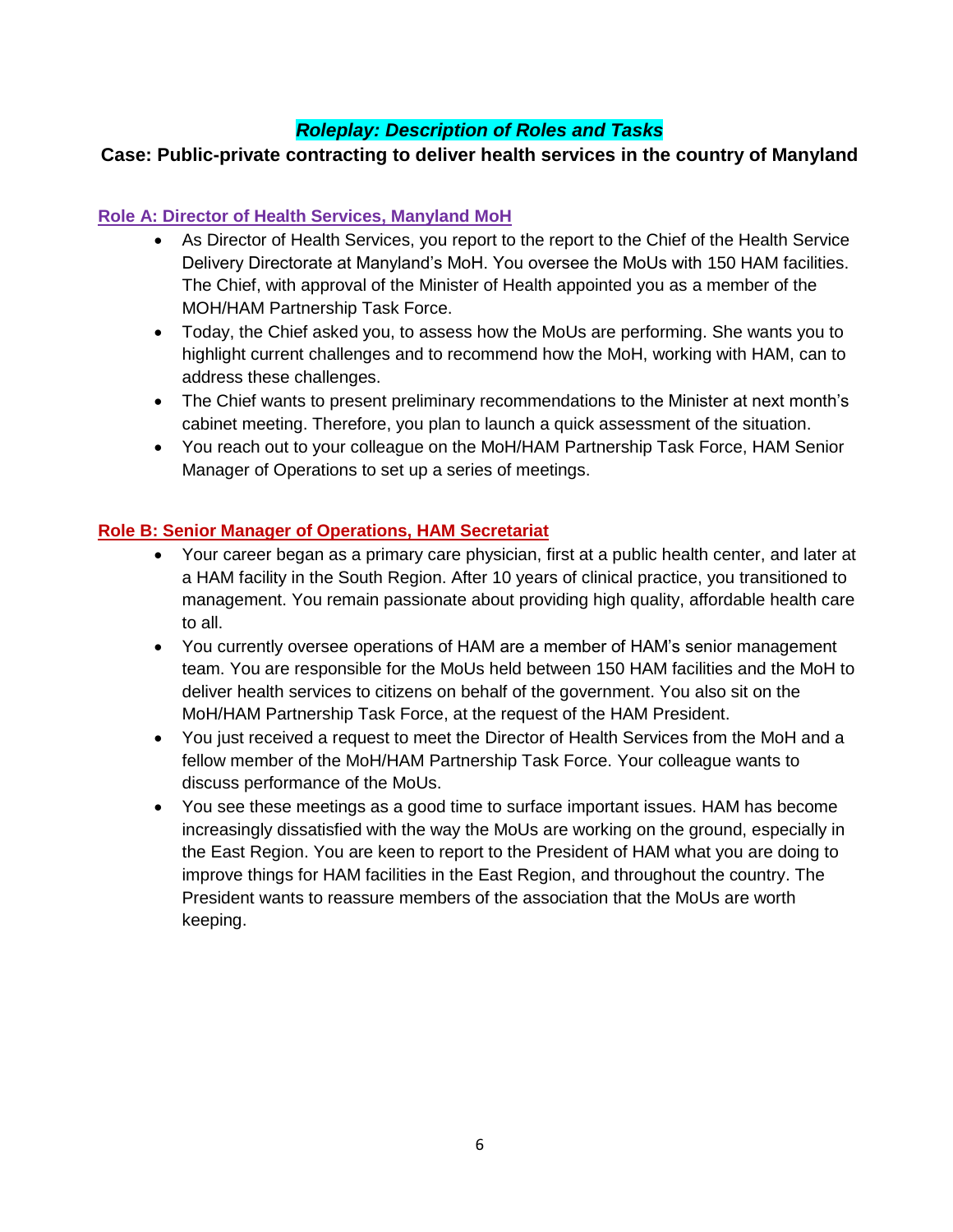# ***Roleplay: Description of Roles and Tasks***

## Case: Public-private contracting to deliver health services in the country of Manyland

### Role A: Director of Health Services, Manyland MoH

- As Director of Health Services, you report to the report to the Chief of the Health Service Delivery Directorate at Manyland's MoH. You oversee the MoUs with 150 HAM facilities. The Chief, with approval of the Minister of Health appointed you as a member of the MOH/HAM Partnership Task Force.
- Today, the Chief asked you, to assess how the MoUs are performing. She wants you to highlight current challenges and to recommend how the MoH, working with HAM, can to address these challenges.
- The Chief wants to present preliminary recommendations to the Minister at next month's cabinet meeting. Therefore, you plan to launch a quick assessment of the situation.
- You reach out to your colleague on the MoH/HAM Partnership Task Force, HAM Senior Manager of Operations to set up a series of meetings.

### Role B: Senior Manager of Operations, HAM Secretariat

- Your career began as a primary care physician, first at a public health center, and later at a HAM facility in the South Region. After 10 years of clinical practice, you transitioned to management. You remain passionate about providing high quality, affordable health care to all.
- You currently oversee operations of HAM are a member of HAM's senior management team. You are responsible for the MoUs held between 150 HAM facilities and the MoH to deliver health services to citizens on behalf of the government. You also sit on the MoH/HAM Partnership Task Force, at the request of the HAM President.
- You just received a request to meet the Director of Health Services from the MoH and a fellow member of the MoH/HAM Partnership Task Force. Your colleague wants to discuss performance of the MoUs.
- You see these meetings as a good time to surface important issues. HAM has become increasingly dissatisfied with the way the MoUs are working on the ground, especially in the East Region. You are keen to report to the President of HAM what you are doing to improve things for HAM facilities in the East Region, and throughout the country. The President wants to reassure members of the association that the MoUs are worth keeping.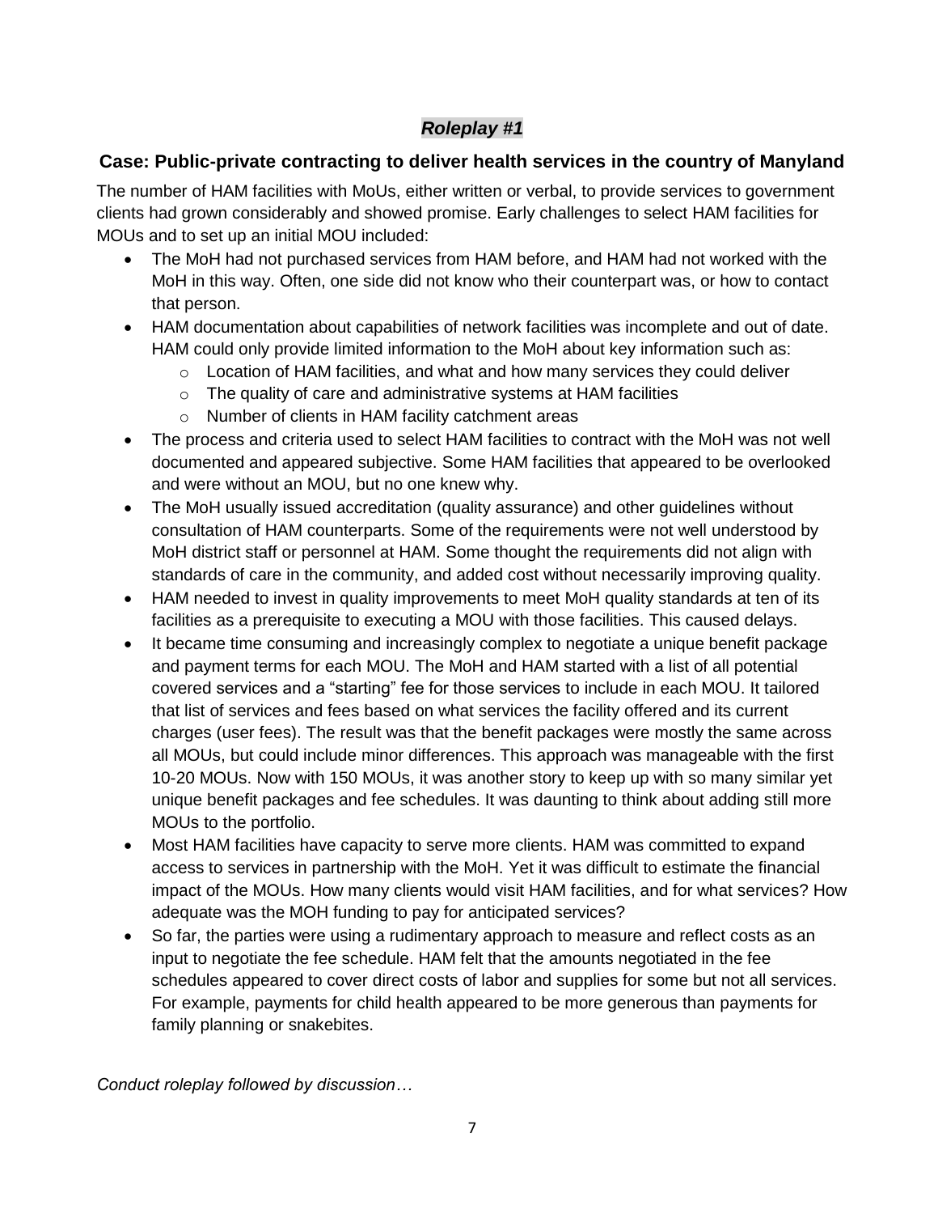## ***Roleplay #1***

### Case: Public-private contracting to deliver health services in the country of Manyland

The number of HAM facilities with MoUs, either written or verbal, to provide services to government clients had grown considerably and showed promise. Early challenges to select HAM facilities for MOUs and to set up an initial MOU included:

- The MoH had not purchased services from HAM before, and HAM had not worked with the MoH in this way. Often, one side did not know who their counterpart was, or how to contact that person.
- HAM documentation about capabilities of network facilities was incomplete and out of date. HAM could only provide limited information to the MoH about key information such as:
  - Location of HAM facilities, and what and how many services they could deliver
  - The quality of care and administrative systems at HAM facilities
  - Number of clients in HAM facility catchment areas
- The process and criteria used to select HAM facilities to contract with the MoH was not well documented and appeared subjective. Some HAM facilities that appeared to be overlooked and were without an MOU, but no one knew why.
- The MoH usually issued accreditation (quality assurance) and other guidelines without consultation of HAM counterparts. Some of the requirements were not well understood by MoH district staff or personnel at HAM. Some thought the requirements did not align with standards of care in the community, and added cost without necessarily improving quality.
- HAM needed to invest in quality improvements to meet MoH quality standards at ten of its facilities as a prerequisite to executing a MOU with those facilities. This caused delays.
- It became time consuming and increasingly complex to negotiate a unique benefit package and payment terms for each MOU. The MoH and HAM started with a list of all potential covered services and a "starting" fee for those services to include in each MOU. It tailored that list of services and fees based on what services the facility offered and its current charges (user fees). The result was that the benefit packages were mostly the same across all MOUs, but could include minor differences. This approach was manageable with the first 10-20 MOUs. Now with 150 MOUs, it was another story to keep up with so many similar yet unique benefit packages and fee schedules. It was daunting to think about adding still more MOUs to the portfolio.
- Most HAM facilities have capacity to serve more clients. HAM was committed to expand access to services in partnership with the MoH. Yet it was difficult to estimate the financial impact of the MOUs. How many clients would visit HAM facilities, and for what services? How adequate was the MOH funding to pay for anticipated services?
- So far, the parties were using a rudimentary approach to measure and reflect costs as an input to negotiate the fee schedule. HAM felt that the amounts negotiated in the fee schedules appeared to cover direct costs of labor and supplies for some but not all services. For example, payments for child health appeared to be more generous than payments for family planning or snakebites.

*Conduct roleplay followed by discussion…*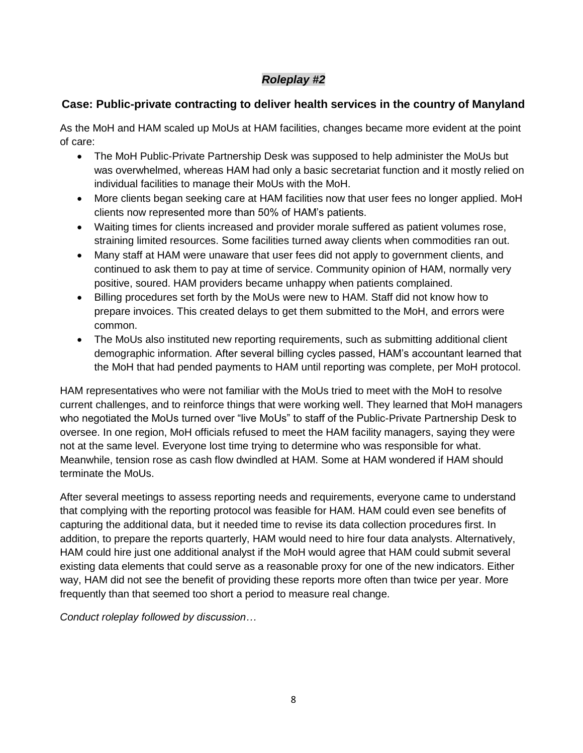## ***Roleplay #2***

### Case: Public-private contracting to deliver health services in the country of Manyland

As the MoH and HAM scaled up MoUs at HAM facilities, changes became more evident at the point of care:

- The MoH Public-Private Partnership Desk was supposed to help administer the MoUs but was overwhelmed, whereas HAM had only a basic secretariat function and it mostly relied on individual facilities to manage their MoUs with the MoH.
- More clients began seeking care at HAM facilities now that user fees no longer applied. MoH clients now represented more than 50% of HAM's patients.
- Waiting times for clients increased and provider morale suffered as patient volumes rose, straining limited resources. Some facilities turned away clients when commodities ran out.
- Many staff at HAM were unaware that user fees did not apply to government clients, and continued to ask them to pay at time of service. Community opinion of HAM, normally very positive, soured. HAM providers became unhappy when patients complained.
- Billing procedures set forth by the MoUs were new to HAM. Staff did not know how to prepare invoices. This created delays to get them submitted to the MoH, and errors were common.
- The MoUs also instituted new reporting requirements, such as submitting additional client demographic information. After several billing cycles passed, HAM's accountant learned that the MoH that had pended payments to HAM until reporting was complete, per MoH protocol.

HAM representatives who were not familiar with the MoUs tried to meet with the MoH to resolve current challenges, and to reinforce things that were working well. They learned that MoH managers who negotiated the MoUs turned over "live MoUs" to staff of the Public-Private Partnership Desk to oversee. In one region, MoH officials refused to meet the HAM facility managers, saying they were not at the same level. Everyone lost time trying to determine who was responsible for what. Meanwhile, tension rose as cash flow dwindled at HAM. Some at HAM wondered if HAM should terminate the MoUs.

After several meetings to assess reporting needs and requirements, everyone came to understand that complying with the reporting protocol was feasible for HAM. HAM could even see benefits of capturing the additional data, but it needed time to revise its data collection procedures first. In addition, to prepare the reports quarterly, HAM would need to hire four data analysts. Alternatively, HAM could hire just one additional analyst if the MoH would agree that HAM could submit several existing data elements that could serve as a reasonable proxy for one of the new indicators. Either way, HAM did not see the benefit of providing these reports more often than twice per year. More frequently than that seemed too short a period to measure real change.

*Conduct roleplay followed by discussion…*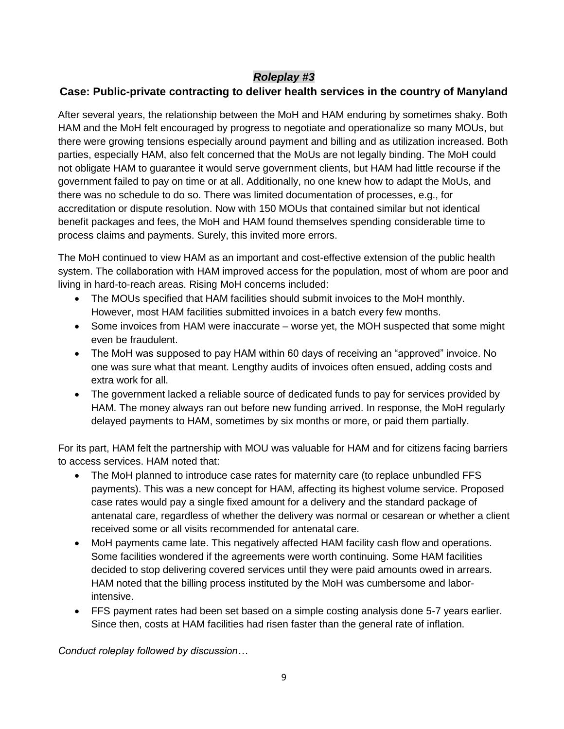## *Roleplay #3*

### Case: Public-private contracting to deliver health services in the country of Manyland

After several years, the relationship between the MoH and HAM enduring by sometimes shaky. Both HAM and the MoH felt encouraged by progress to negotiate and operationalize so many MOUs, but there were growing tensions especially around payment and billing and as utilization increased. Both parties, especially HAM, also felt concerned that the MoUs are not legally binding. The MoH could not obligate HAM to guarantee it would serve government clients, but HAM had little recourse if the government failed to pay on time or at all. Additionally, no one knew how to adapt the MoUs, and there was no schedule to do so. There was limited documentation of processes, e.g., for accreditation or dispute resolution. Now with 150 MOUs that contained similar but not identical benefit packages and fees, the MoH and HAM found themselves spending considerable time to process claims and payments. Surely, this invited more errors.

The MoH continued to view HAM as an important and cost-effective extension of the public health system. The collaboration with HAM improved access for the population, most of whom are poor and living in hard-to-reach areas. Rising MoH concerns included:

- The MOUs specified that HAM facilities should submit invoices to the MoH monthly. However, most HAM facilities submitted invoices in a batch every few months.
- Some invoices from HAM were inaccurate – worse yet, the MOH suspected that some might even be fraudulent.
- The MoH was supposed to pay HAM within 60 days of receiving an "approved" invoice. No one was sure what that meant. Lengthy audits of invoices often ensued, adding costs and extra work for all.
- The government lacked a reliable source of dedicated funds to pay for services provided by HAM. The money always ran out before new funding arrived. In response, the MoH regularly delayed payments to HAM, sometimes by six months or more, or paid them partially.

For its part, HAM felt the partnership with MOU was valuable for HAM and for citizens facing barriers to access services. HAM noted that:

- The MoH planned to introduce case rates for maternity care (to replace unbundled FFS payments). This was a new concept for HAM, affecting its highest volume service. Proposed case rates would pay a single fixed amount for a delivery and the standard package of antenatal care, regardless of whether the delivery was normal or cesarean or whether a client received some or all visits recommended for antenatal care.
- MoH payments came late. This negatively affected HAM facility cash flow and operations. Some facilities wondered if the agreements were worth continuing. Some HAM facilities decided to stop delivering covered services until they were paid amounts owed in arrears. HAM noted that the billing process instituted by the MoH was cumbersome and labor-intensive.
- FFS payment rates had been set based on a simple costing analysis done 5-7 years earlier. Since then, costs at HAM facilities had risen faster than the general rate of inflation.

*Conduct roleplay followed by discussion…*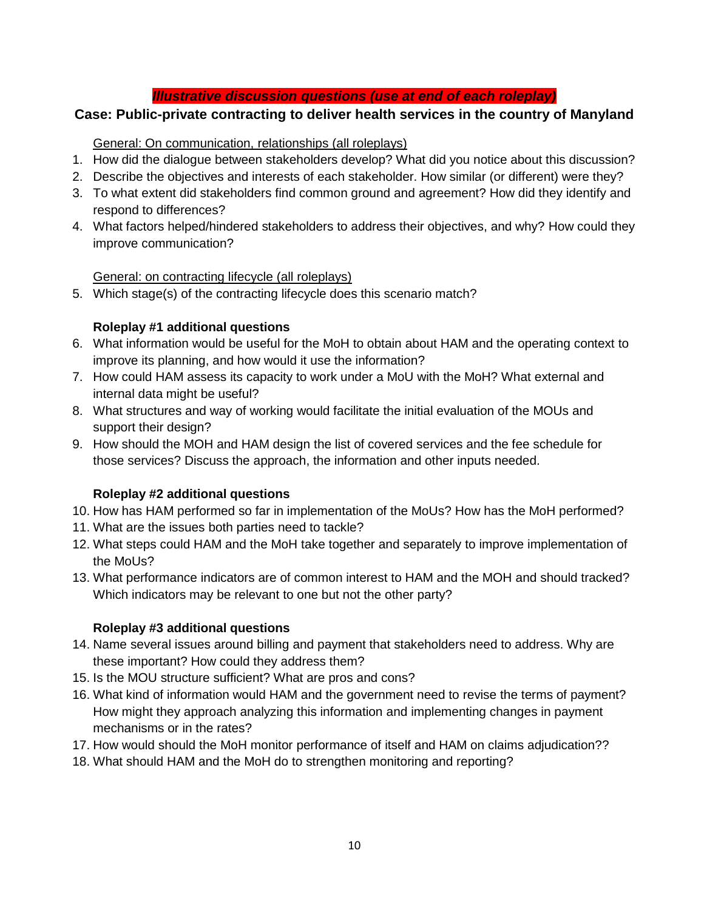***Illustrative discussion questions (use at end of each roleplay)***

## Case: Public-private contracting to deliver health services in the country of Manyland

General: On communication, relationships (all roleplays)

1. How did the dialogue between stakeholders develop? What did you notice about this discussion?
2. Describe the objectives and interests of each stakeholder. How similar (or different) were they?
3. To what extent did stakeholders find common ground and agreement? How did they identify and respond to differences?
4. What factors helped/hindered stakeholders to address their objectives, and why? How could they improve communication?

General: on contracting lifecycle (all roleplays)

5. Which stage(s) of the contracting lifecycle does this scenario match?

**Roleplay #1 additional questions**

6. What information would be useful for the MoH to obtain about HAM and the operating context to improve its planning, and how would it use the information?
7. How could HAM assess its capacity to work under a MoU with the MoH? What external and internal data might be useful?
8. What structures and way of working would facilitate the initial evaluation of the MOUs and support their design?
9. How should the MOH and HAM design the list of covered services and the fee schedule for those services? Discuss the approach, the information and other inputs needed.

**Roleplay #2 additional questions**

10. How has HAM performed so far in implementation of the MoUs? How has the MoH performed?
11. What are the issues both parties need to tackle?
12. What steps could HAM and the MoH take together and separately to improve implementation of the MoUs?
13. What performance indicators are of common interest to HAM and the MOH and should tracked? Which indicators may be relevant to one but not the other party?

**Roleplay #3 additional questions**

14. Name several issues around billing and payment that stakeholders need to address. Why are these important? How could they address them?
15. Is the MOU structure sufficient? What are pros and cons?
16. What kind of information would HAM and the government need to revise the terms of payment? How might they approach analyzing this information and implementing changes in payment mechanisms or in the rates?
17. How would should the MoH monitor performance of itself and HAM on claims adjudication??
18. What should HAM and the MoH do to strengthen monitoring and reporting?